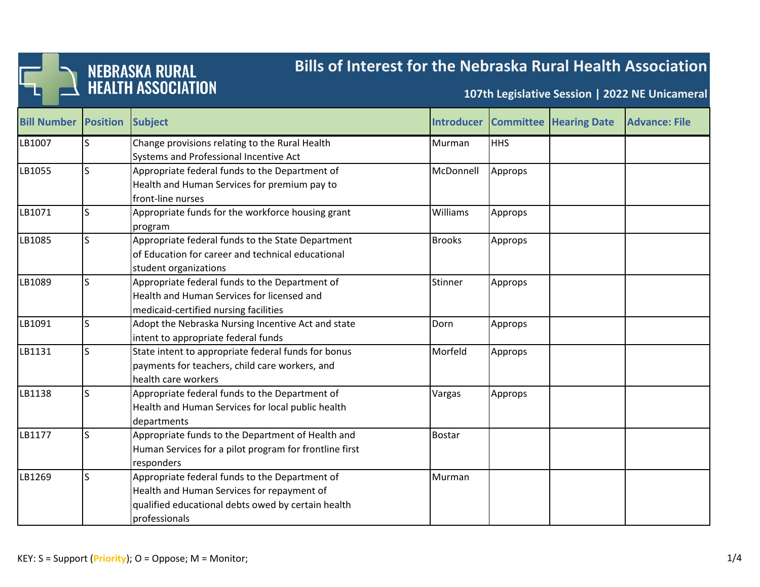# NEBRASKA RURAL HEALTH ASSOCIATION

## Bills of Interest for the Nebraska Rural Health Association

### 107th Legislative Session | 2022 NE Unicameral

| Bill Number | Position | Subject | Introducer | Committee | Hearing Date | Advance: File |
|---|---|---|---|---|---|---|
| LB1007 | S | Change provisions relating to the Rural Health Systems and Professional Incentive Act | Murman | HHS | | |
| LB1055 | S | Appropriate federal funds to the Department of Health and Human Services for premium pay to front-line nurses | McDonnell | Approps | | |
| LB1071 | S | Appropriate funds for the workforce housing grant program | Williams | Approps | | |
| LB1085 | S | Appropriate federal funds to the State Department of Education for career and technical educational student organizations | Brooks | Approps | | |
| LB1089 | S | Appropriate federal funds to the Department of Health and Human Services for licensed and medicaid-certified nursing facilities | Stinner | Approps | | |
| LB1091 | S | Adopt the Nebraska Nursing Incentive Act and state intent to appropriate federal funds | Dorn | Approps | | |
| LB1131 | S | State intent to appropriate federal funds for bonus payments for teachers, child care workers, and health care workers | Morfeld | Approps | | |
| LB1138 | S | Appropriate federal funds to the Department of Health and Human Services for local public health departments | Vargas | Approps | | |
| LB1177 | S | Appropriate funds to the Department of Health and Human Services for a pilot program for frontline first responders | Bostar | | | |
| LB1269 | S | Appropriate federal funds to the Department of Health and Human Services for repayment of qualified educational debts owed by certain health professionals | Murman | | | |

KEY: S = Support (**Priority**); O = Oppose; M = Monitor;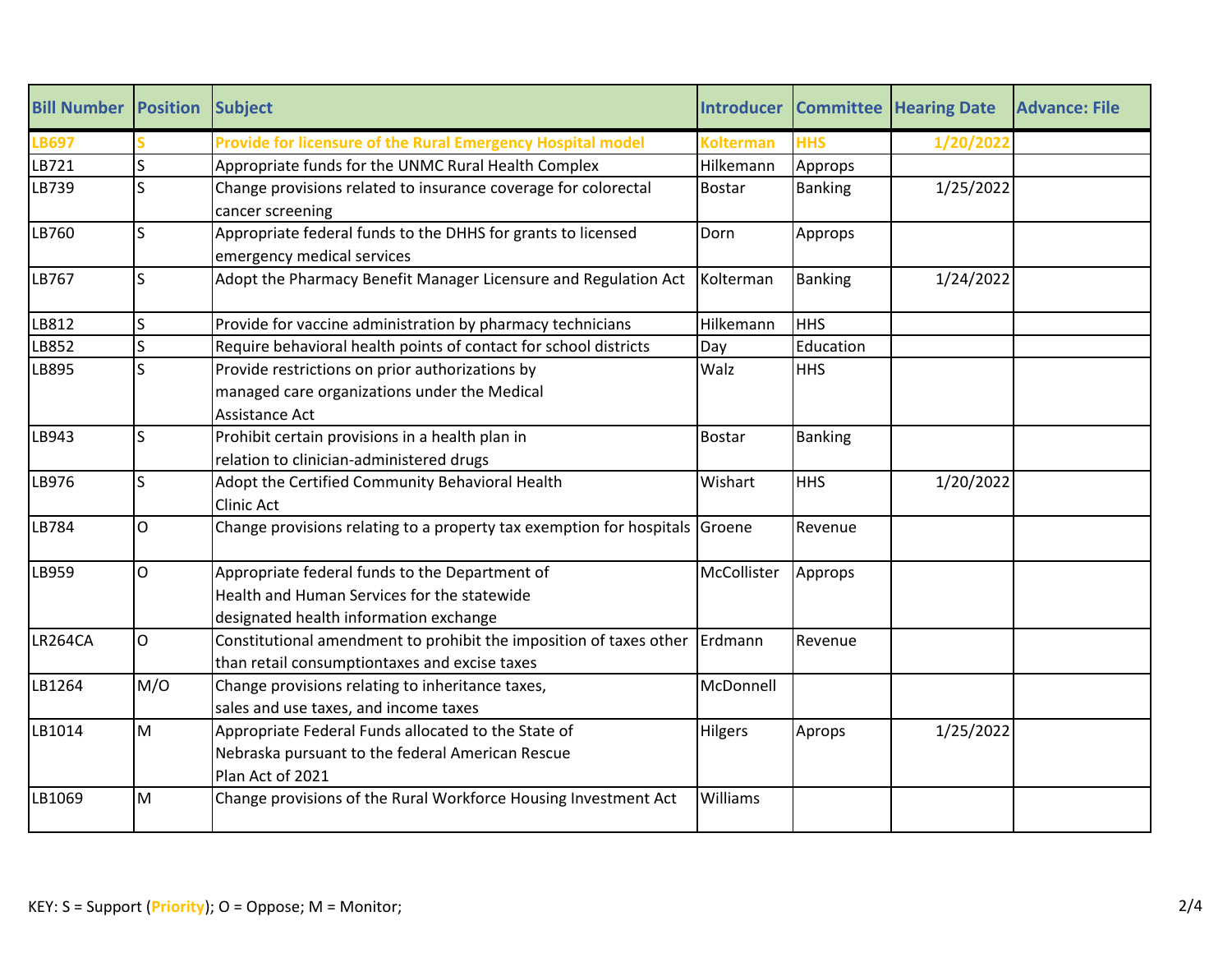| Bill Number | Position | Subject | Introducer | Committee | Hearing Date | Advance: File |
|---|---|---|---|---|---|---|
| **LB697** | **S** | **Provide for licensure of the Rural Emergency Hospital model** | **Kolterman** | **HHS** | **1/20/2022** | |
| LB721 | S | Appropriate funds for the UNMC Rural Health Complex | Hilkemann | Approps | | |
| LB739 | S | Change provisions related to insurance coverage for colorectal cancer screening | Bostar | Banking | 1/25/2022 | |
| LB760 | S | Appropriate federal funds to the DHHS for grants to licensed emergency medical services | Dorn | Approps | | |
| LB767 | S | Adopt the Pharmacy Benefit Manager Licensure and Regulation Act | Kolterman | Banking | 1/24/2022 | |
| LB812 | S | Provide for vaccine administration by pharmacy technicians | Hilkemann | HHS | | |
| LB852 | S | Require behavioral health points of contact for school districts | Day | Education | | |
| LB895 | S | Provide restrictions on prior authorizations by managed care organizations under the Medical Assistance Act | Walz | HHS | | |
| LB943 | S | Prohibit certain provisions in a health plan in relation to clinician-administered drugs | Bostar | Banking | | |
| LB976 | S | Adopt the Certified Community Behavioral Health Clinic Act | Wishart | HHS | 1/20/2022 | |
| LB784 | O | Change provisions relating to a property tax exemption for hospitals | Groene | Revenue | | |
| LB959 | O | Appropriate federal funds to the Department of Health and Human Services for the statewide designated health information exchange | McCollister | Approps | | |
| LR264CA | O | Constitutional amendment to prohibit the imposition of taxes other than retail consumptiontaxes and excise taxes | Erdmann | Revenue | | |
| LB1264 | M/O | Change provisions relating to inheritance taxes, sales and use taxes, and income taxes | McDonnell | | | |
| LB1014 | M | Appropriate Federal Funds allocated to the State of Nebraska pursuant to the federal American Rescue Plan Act of 2021 | Hilgers | Aprops | 1/25/2022 | |
| LB1069 | M | Change provisions of the Rural Workforce Housing Investment Act | Williams | | | |

KEY: S = Support (**Priority**); O = Oppose; M = Monitor;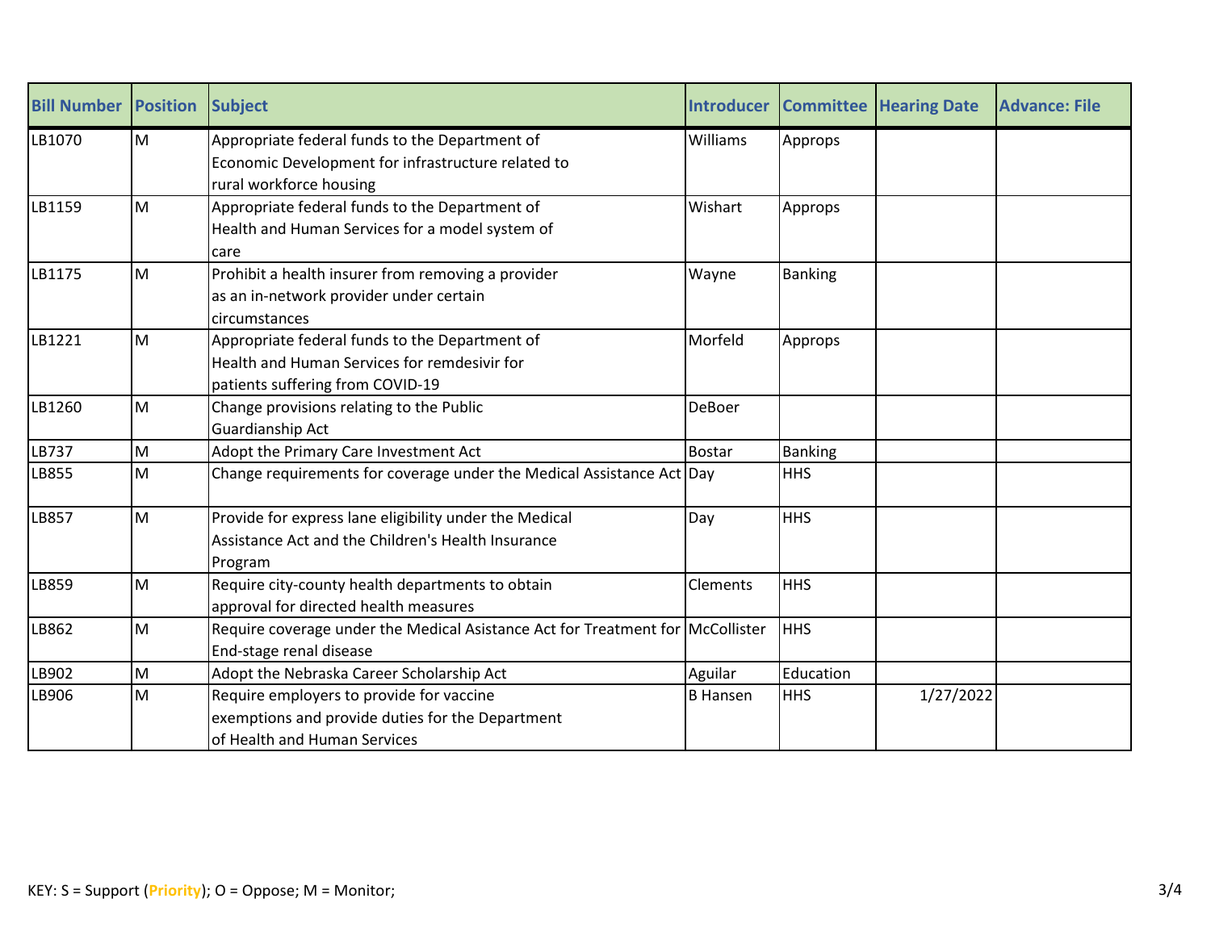| Bill Number | Position | Subject | Introducer | Committee | Hearing Date | Advance: File |
|---|---|---|---|---|---|---|
| LB1070 | M | Appropriate federal funds to the Department of Economic Development for infrastructure related to rural workforce housing | Williams | Approps | | |
| LB1159 | M | Appropriate federal funds to the Department of Health and Human Services for a model system of care | Wishart | Approps | | |
| LB1175 | M | Prohibit a health insurer from removing a provider as an in-network provider under certain circumstances | Wayne | Banking | | |
| LB1221 | M | Appropriate federal funds to the Department of Health and Human Services for remdesivir for patients suffering from COVID-19 | Morfeld | Approps | | |
| LB1260 | M | Change provisions relating to the Public Guardianship Act | DeBoer | | | |
| LB737 | M | Adopt the Primary Care Investment Act | Bostar | Banking | | |
| LB855 | M | Change requirements for coverage under the Medical Assistance Act | Day | HHS | | |
| LB857 | M | Provide for express lane eligibility under the Medical Assistance Act and the Children's Health Insurance Program | Day | HHS | | |
| LB859 | M | Require city-county health departments to obtain approval for directed health measures | Clements | HHS | | |
| LB862 | M | Require coverage under the Medical Asistance Act for Treatment for End-stage renal disease | McCollister | HHS | | |
| LB902 | M | Adopt the Nebraska Career Scholarship Act | Aguilar | Education | | |
| LB906 | M | Require employers to provide for vaccine exemptions and provide duties for the Department of Health and Human Services | B Hansen | HHS | 1/27/2022 | |

KEY: S = Support (**Priority**); O = Oppose; M = Monitor;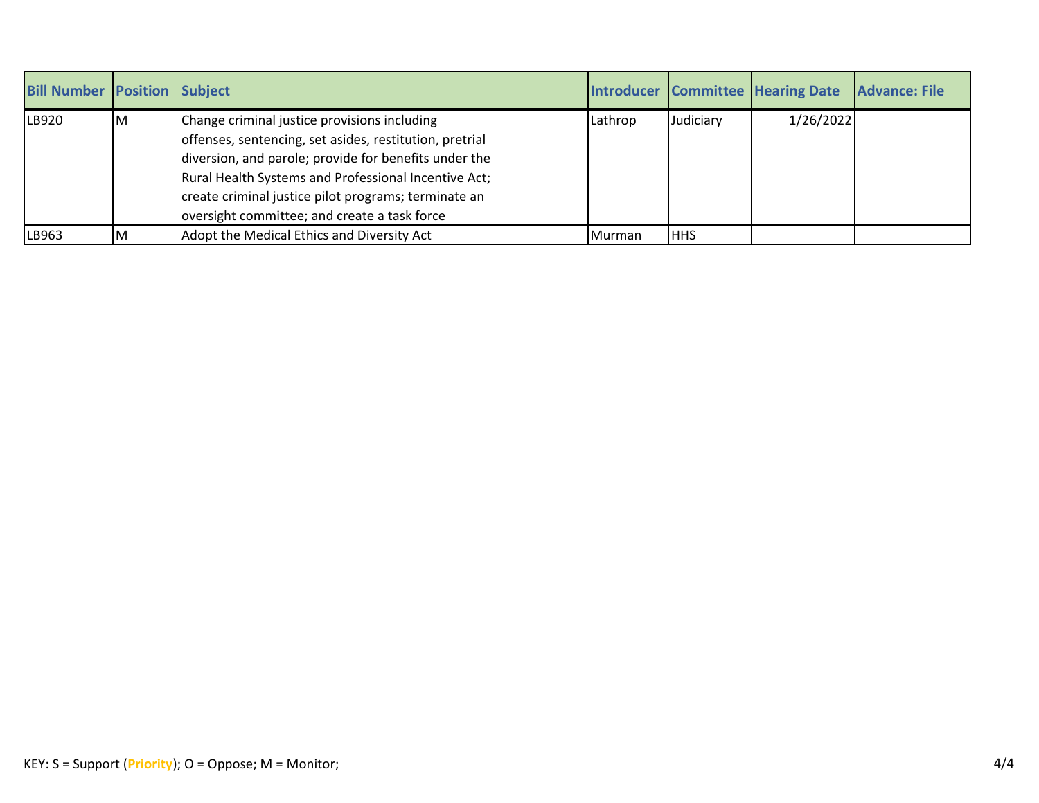| Bill Number | Position | Subject | Introducer | Committee | Hearing Date | Advance: File |
|---|---|---|---|---|---|---|
| LB920 | M | Change criminal justice provisions including offenses, sentencing, set asides, restitution, pretrial diversion, and parole; provide for benefits under the Rural Health Systems and Professional Incentive Act; create criminal justice pilot programs; terminate an oversight committee; and create a task force | Lathrop | Judiciary | 1/26/2022 | |
| LB963 | M | Adopt the Medical Ethics and Diversity Act | Murman | HHS | | |

KEY: S = Support (**Priority**); O = Oppose; M = Monitor;